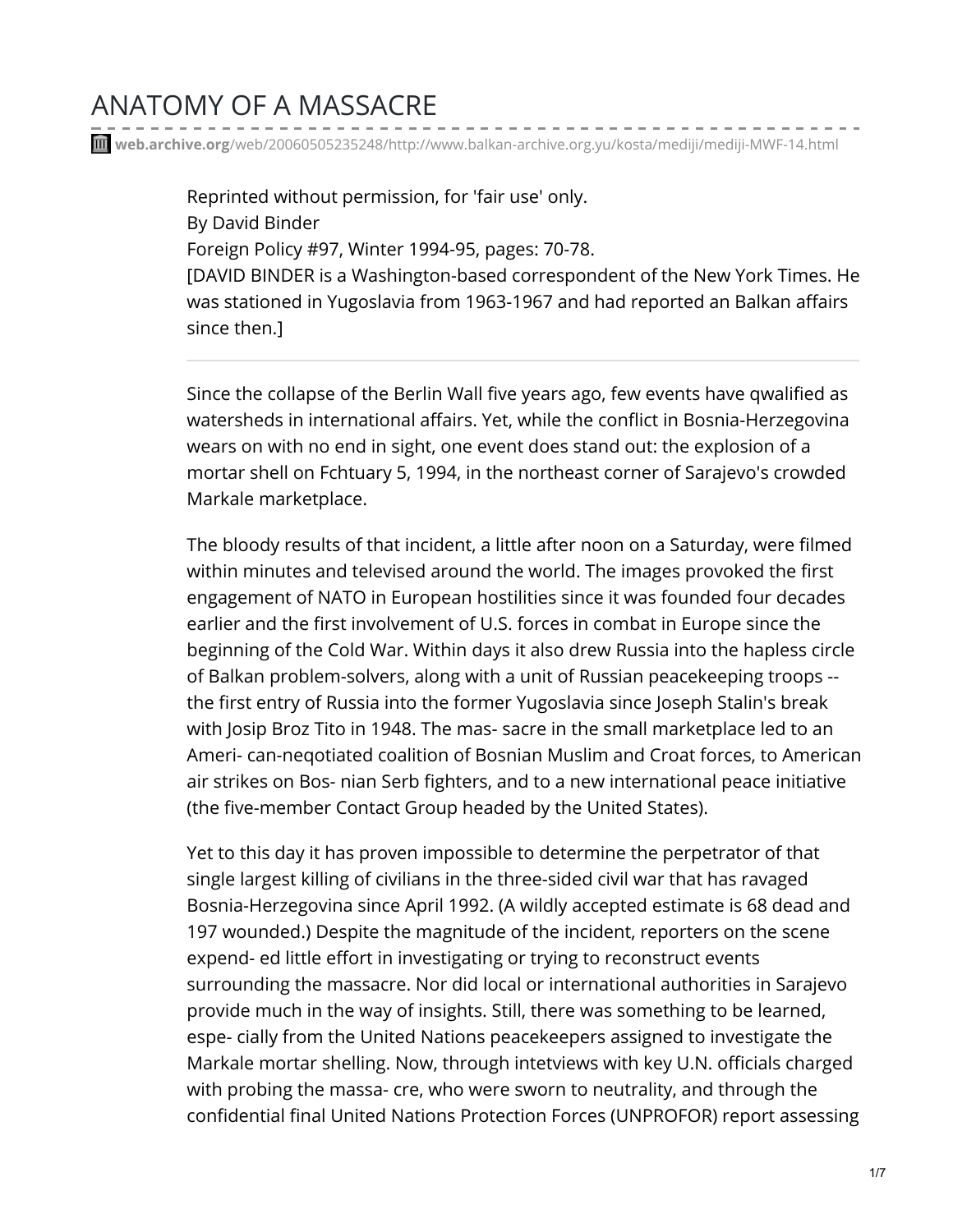# ANATOMY OF A MASSACRE

web.archive.org/web/20060505235248/http://www.balkan-archive.org.yu/kosta/mediji/mediji-MWF-14.html

Reprinted without permission, for 'fair use' only.
By David Binder
Foreign Policy #97, Winter 1994-95, pages: 70-78.
[DAVID BINDER is a Washington-based correspondent of the New York Times. He was stationed in Yugoslavia from 1963-1967 and had reported an Balkan affairs since then.]

---

Since the collapse of the Berlin Wall five years ago, few events have qwalified as watersheds in international affairs. Yet, while the conflict in Bosnia-Herzegovina wears on with no end in sight, one event does stand out: the explosion of a mortar shell on Fchtuary 5, 1994, in the northeast corner of Sarajevo's crowded Markale marketplace.

The bloody results of that incident, a little after noon on a Saturday, were filmed within minutes and televised around the world. The images provoked the first engagement of NATO in European hostilities since it was founded four decades earlier and the first involvement of U.S. forces in combat in Europe since the beginning of the Cold War. Within days it also drew Russia into the hapless circle of Balkan problem-solvers, along with a unit of Russian peacekeeping troops -- the first entry of Russia into the former Yugoslavia since Joseph Stalin's break with Josip Broz Tito in 1948. The mas- sacre in the small marketplace led to an Ameri- can-neqotiated coalition of Bosnian Muslim and Croat forces, to American air strikes on Bos- nian Serb fighters, and to a new international peace initiative (the five-member Contact Group headed by the United States).

Yet to this day it has proven impossible to determine the perpetrator of that single largest killing of civilians in the three-sided civil war that has ravaged Bosnia-Herzegovina since April 1992. (A wildly accepted estimate is 68 dead and 197 wounded.) Despite the magnitude of the incident, reporters on the scene expend- ed little effort in investigating or trying to reconstruct events surrounding the massacre. Nor did local or international authorities in Sarajevo provide much in the way of insights. Still, there was something to be learned, espe- cially from the United Nations peacekeepers assigned to investigate the Markale mortar shelling. Now, through intetviews with key U.N. officials charged with probing the massa- cre, who were sworn to neutrality, and through the confidential final United Nations Protection Forces (UNPROFOR) report assessing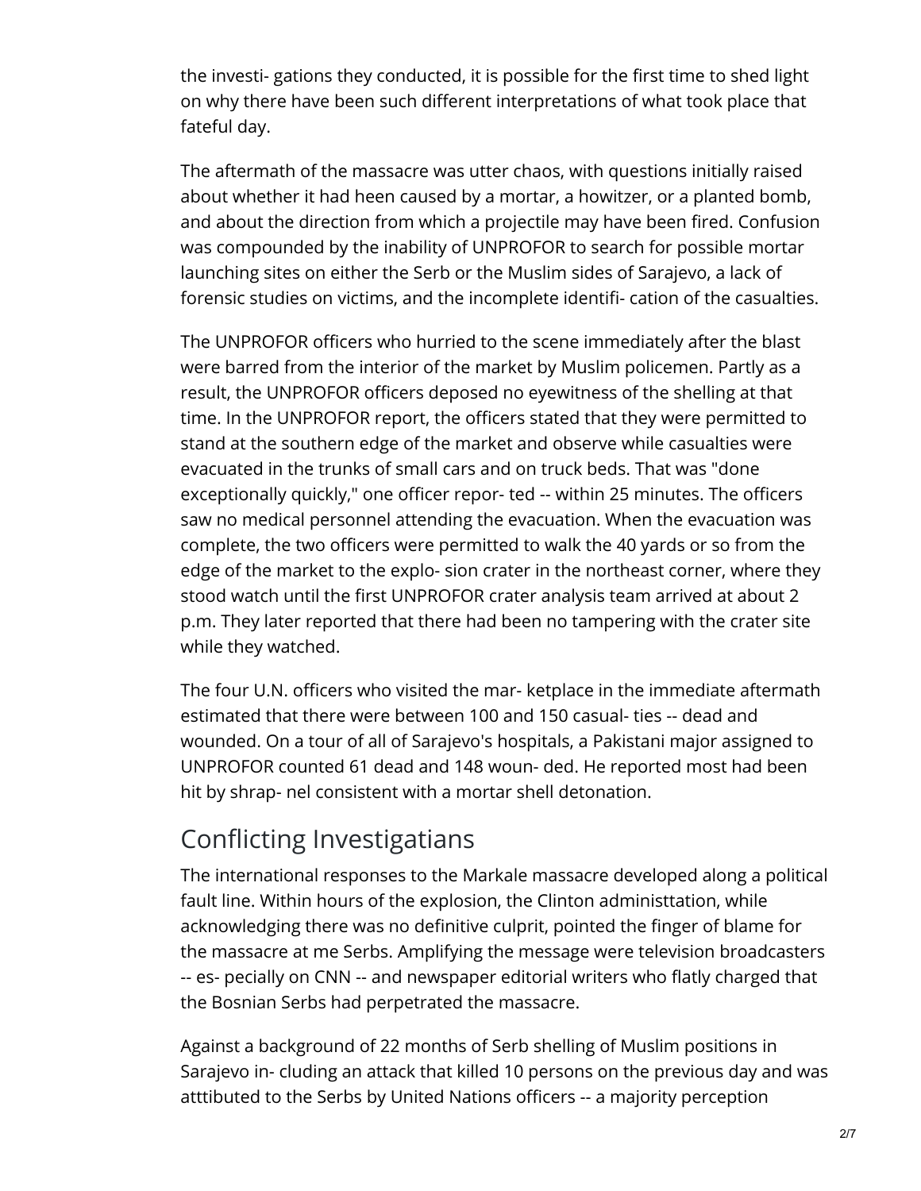the investi- gations they conducted, it is possible for the first time to shed light on why there have been such different interpretations of what took place that fateful day.

The aftermath of the massacre was utter chaos, with questions initially raised about whether it had heen caused by a mortar, a howitzer, or a planted bomb, and about the direction from which a projectile may have been fired. Confusion was compounded by the inability of UNPROFOR to search for possible mortar launching sites on either the Serb or the Muslim sides of Sarajevo, a lack of forensic studies on victims, and the incomplete identifi- cation of the casualties.

The UNPROFOR officers who hurried to the scene immediately after the blast were barred from the interior of the market by Muslim policemen. Partly as a result, the UNPROFOR officers deposed no eyewitness of the shelling at that time. In the UNPROFOR report, the officers stated that they were permitted to stand at the southern edge of the market and observe while casualties were evacuated in the trunks of small cars and on truck beds. That was "done exceptionally quickly," one officer repor- ted -- within 25 minutes. The officers saw no medical personnel attending the evacuation. When the evacuation was complete, the two officers were permitted to walk the 40 yards or so from the edge of the market to the explo- sion crater in the northeast corner, where they stood watch until the first UNPROFOR crater analysis team arrived at about 2 p.m. They later reported that there had been no tampering with the crater site while they watched.

The four U.N. officers who visited the mar- ketplace in the immediate aftermath estimated that there were between 100 and 150 casual- ties -- dead and wounded. On a tour of all of Sarajevo's hospitals, a Pakistani major assigned to UNPROFOR counted 61 dead and 148 woun- ded. He reported most had been hit by shrap- nel consistent with a mortar shell detonation.

## Conflicting Investigatians

The international responses to the Markale massacre developed along a political fault line. Within hours of the explosion, the Clinton administtation, while acknowledging there was no definitive culprit, pointed the finger of blame for the massacre at me Serbs. Amplifying the message were television broadcasters -- es- pecially on CNN -- and newspaper editorial writers who flatly charged that the Bosnian Serbs had perpetrated the massacre.

Against a background of 22 months of Serb shelling of Muslim positions in Sarajevo in- cluding an attack that killed 10 persons on the previous day and was atttibuted to the Serbs by United Nations officers -- a majority perception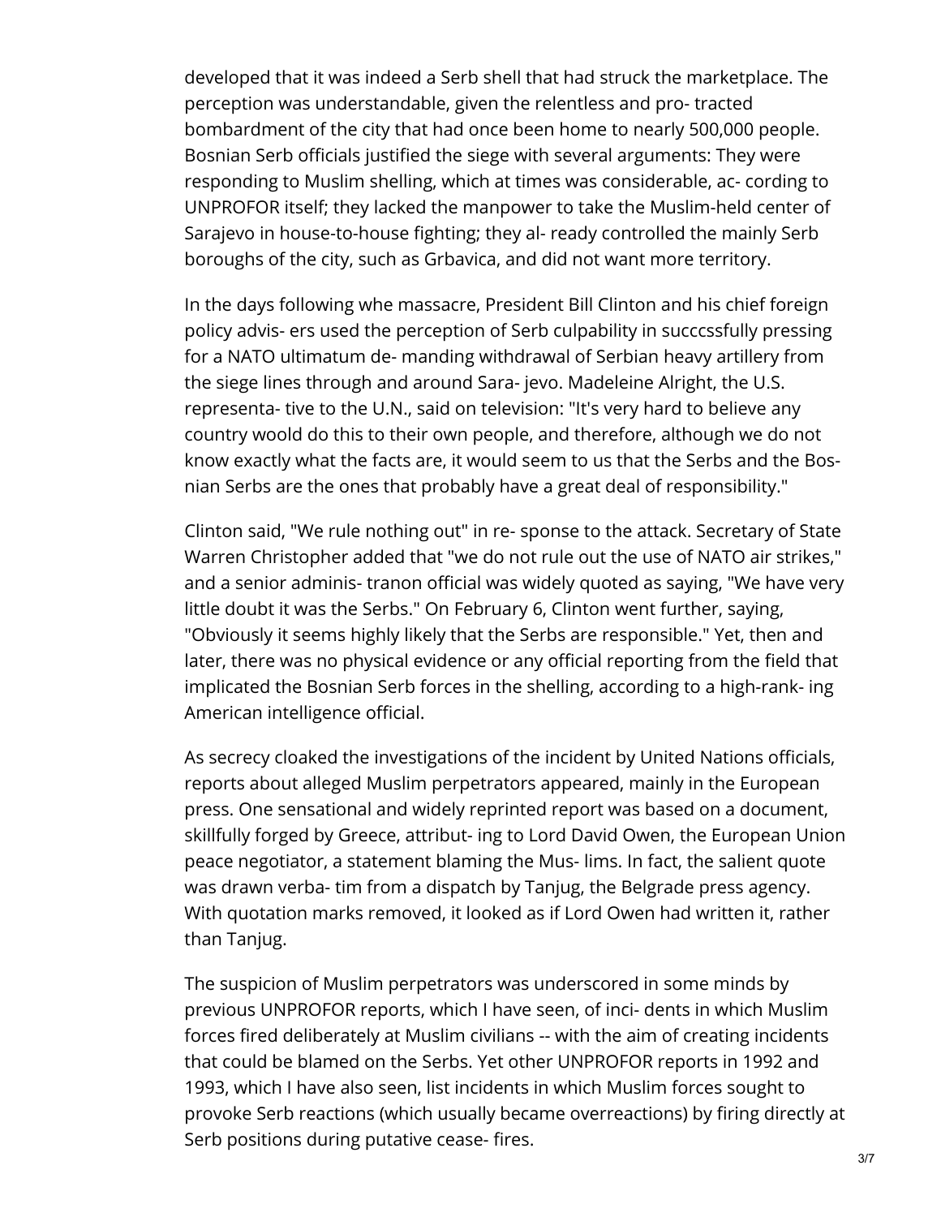developed that it was indeed a Serb shell that had struck the marketplace. The perception was understandable, given the relentless and pro- tracted bombardment of the city that had once been home to nearly 500,000 people. Bosnian Serb officials justified the siege with several arguments: They were responding to Muslim shelling, which at times was considerable, ac- cording to UNPROFOR itself; they lacked the manpower to take the Muslim-held center of Sarajevo in house-to-house fighting; they al- ready controlled the mainly Serb boroughs of the city, such as Grbavica, and did not want more territory.

In the days following whe massacre, President Bill Clinton and his chief foreign policy advis- ers used the perception of Serb culpability in succcssfully pressing for a NATO ultimatum de- manding withdrawal of Serbian heavy artillery from the siege lines through and around Sara- jevo. Madeleine Alright, the U.S. representa- tive to the U.N., said on television: "It's very hard to believe any country woold do this to their own people, and therefore, although we do not know exactly what the facts are, it would seem to us that the Serbs and the Bos- nian Serbs are the ones that probably have a great deal of responsibility."

Clinton said, "We rule nothing out" in re- sponse to the attack. Secretary of State Warren Christopher added that "we do not rule out the use of NATO air strikes," and a senior adminis- tranon official was widely quoted as saying, "We have very little doubt it was the Serbs." On February 6, Clinton went further, saying, "Obviously it seems highly likely that the Serbs are responsible." Yet, then and later, there was no physical evidence or any official reporting from the field that implicated the Bosnian Serb forces in the shelling, according to a high-rank- ing American intelligence official.

As secrecy cloaked the investigations of the incident by United Nations officials, reports about alleged Muslim perpetrators appeared, mainly in the European press. One sensational and widely reprinted report was based on a document, skillfully forged by Greece, attribut- ing to Lord David Owen, the European Union peace negotiator, a statement blaming the Mus- lims. In fact, the salient quote was drawn verba- tim from a dispatch by Tanjug, the Belgrade press agency. With quotation marks removed, it looked as if Lord Owen had written it, rather than Tanjug.

The suspicion of Muslim perpetrators was underscored in some minds by previous UNPROFOR reports, which I have seen, of inci- dents in which Muslim forces fired deliberately at Muslim civilians -- with the aim of creating incidents that could be blamed on the Serbs. Yet other UNPROFOR reports in 1992 and 1993, which I have also seen, list incidents in which Muslim forces sought to provoke Serb reactions (which usually became overreactions) by firing directly at Serb positions during putative cease- fires.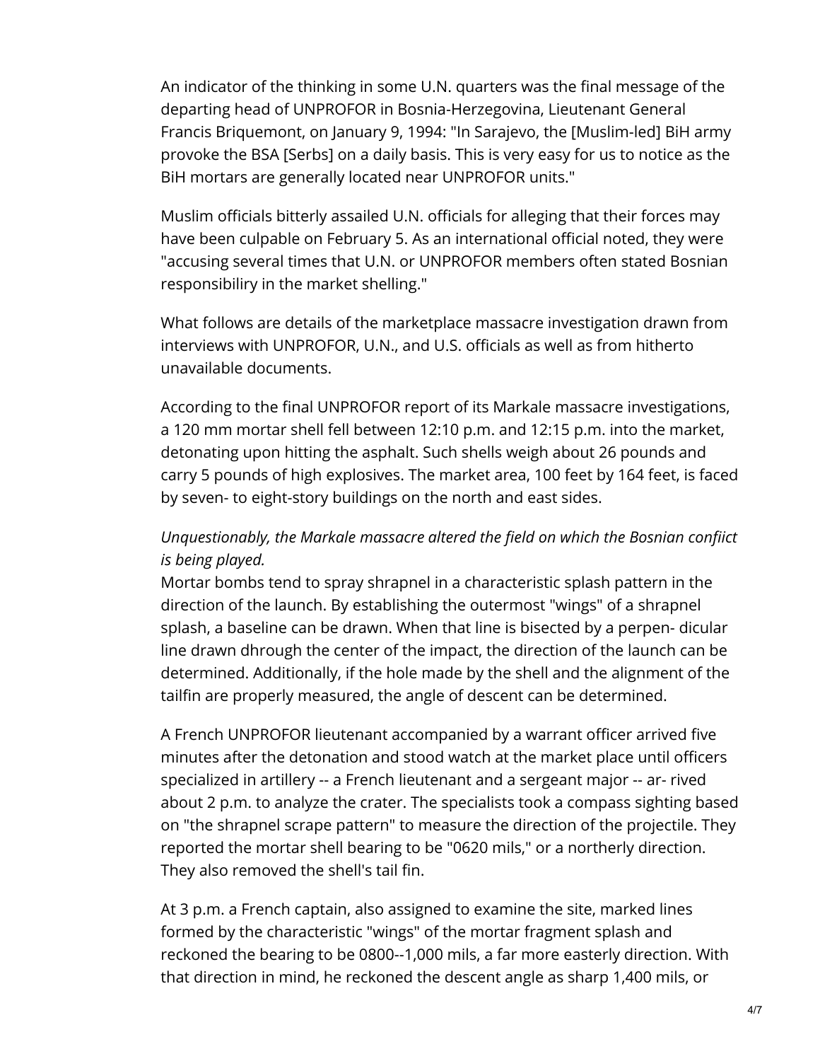An indicator of the thinking in some U.N. quarters was the final message of the departing head of UNPROFOR in Bosnia-Herzegovina, Lieutenant General Francis Briquemont, on January 9, 1994: "In Sarajevo, the [Muslim-led] BiH army provoke the BSA [Serbs] on a daily basis. This is very easy for us to notice as the BiH mortars are generally located near UNPROFOR units."

Muslim officials bitterly assailed U.N. officials for alleging that their forces may have been culpable on February 5. As an international official noted, they were "accusing several times that U.N. or UNPROFOR members often stated Bosnian responsibiliry in the market shelling."

What follows are details of the marketplace massacre investigation drawn from interviews with UNPROFOR, U.N., and U.S. officials as well as from hitherto unavailable documents.

According to the final UNPROFOR report of its Markale massacre investigations, a 120 mm mortar shell fell between 12:10 p.m. and 12:15 p.m. into the market, detonating upon hitting the asphalt. Such shells weigh about 26 pounds and carry 5 pounds of high explosives. The market area, 100 feet by 164 feet, is faced by seven- to eight-story buildings on the north and east sides.

*Unquestionably, the Markale massacre altered the field on which the Bosnian confiict is being played.*

Mortar bombs tend to spray shrapnel in a characteristic splash pattern in the direction of the launch. By establishing the outermost "wings" of a shrapnel splash, a baseline can be drawn. When that line is bisected by a perpen- dicular line drawn dhrough the center of the impact, the direction of the launch can be determined. Additionally, if the hole made by the shell and the alignment of the tailfin are properly measured, the angle of descent can be determined.

A French UNPROFOR lieutenant accompanied by a warrant officer arrived five minutes after the detonation and stood watch at the market place until officers specialized in artillery -- a French lieutenant and a sergeant major -- ar- rived about 2 p.m. to analyze the crater. The specialists took a compass sighting based on "the shrapnel scrape pattern" to measure the direction of the projectile. They reported the mortar shell bearing to be "0620 mils," or a northerly direction. They also removed the shell's tail fin.

At 3 p.m. a French captain, also assigned to examine the site, marked lines formed by the characteristic "wings" of the mortar fragment splash and reckoned the bearing to be 0800--1,000 mils, a far more easterly direction. With that direction in mind, he reckoned the descent angle as sharp 1,400 mils, or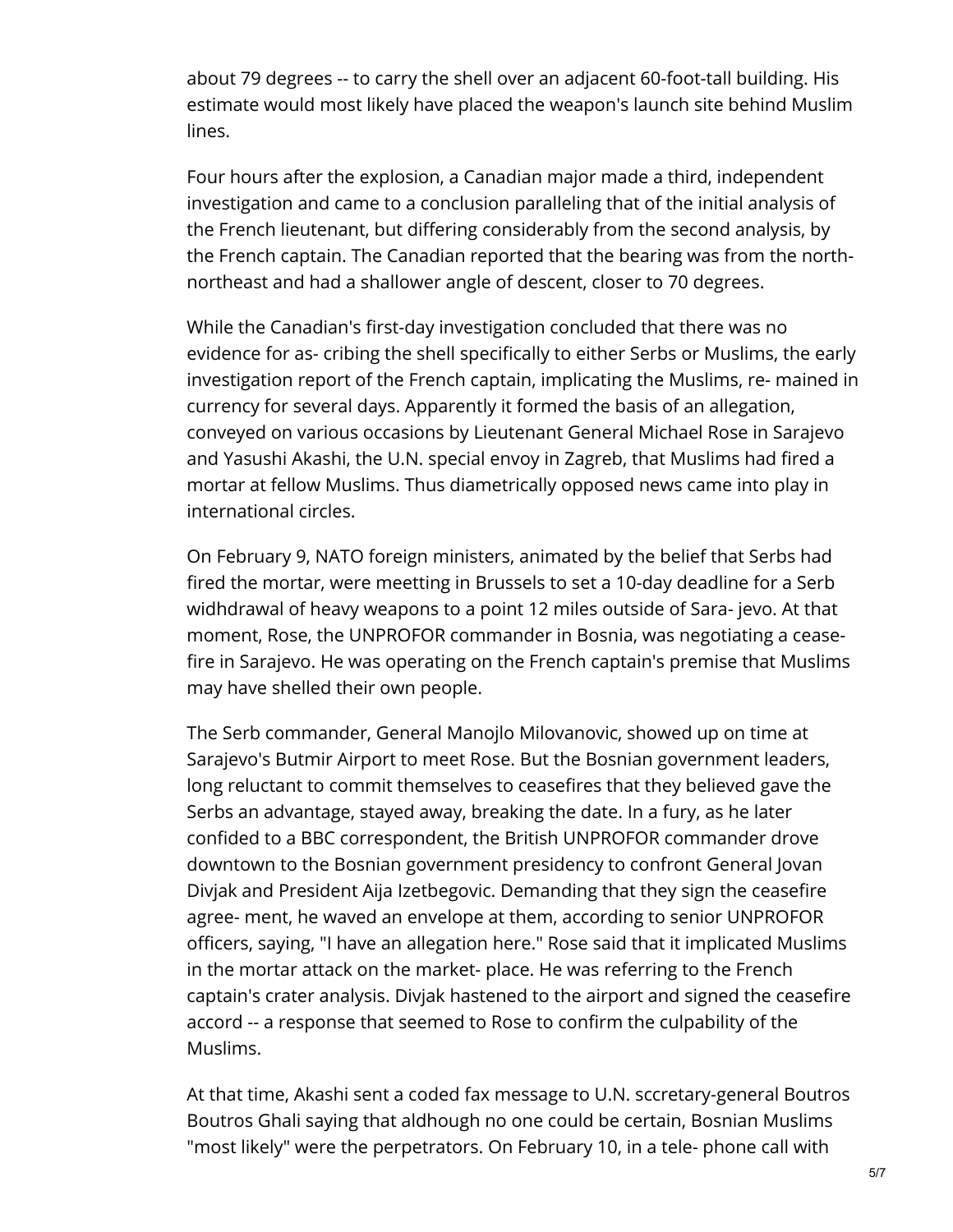about 79 degrees -- to carry the shell over an adjacent 60-foot-tall building. His estimate would most likely have placed the weapon's launch site behind Muslim lines.

Four hours after the explosion, a Canadian major made a third, independent investigation and came to a conclusion paralleling that of the initial analysis of the French lieutenant, but differing considerably from the second analysis, by the French captain. The Canadian reported that the bearing was from the north-northeast and had a shallower angle of descent, closer to 70 degrees.

While the Canadian's first-day investigation concluded that there was no evidence for as- cribing the shell specifically to either Serbs or Muslims, the early investigation report of the French captain, implicating the Muslims, re- mained in currency for several days. Apparently it formed the basis of an allegation, conveyed on various occasions by Lieutenant General Michael Rose in Sarajevo and Yasushi Akashi, the U.N. special envoy in Zagreb, that Muslims had fired a mortar at fellow Muslims. Thus diametrically opposed news came into play in international circles.

On February 9, NATO foreign ministers, animated by the belief that Serbs had fired the mortar, were meetting in Brussels to set a 10-day deadline for a Serb widhdrawal of heavy weapons to a point 12 miles outside of Sara- jevo. At that moment, Rose, the UNPROFOR commander in Bosnia, was negotiating a cease-fire in Sarajevo. He was operating on the French captain's premise that Muslims may have shelled their own people.

The Serb commander, General Manojlo Milovanovic, showed up on time at Sarajevo's Butmir Airport to meet Rose. But the Bosnian government leaders, long reluctant to commit themselves to ceasefires that they believed gave the Serbs an advantage, stayed away, breaking the date. In a fury, as he later confided to a BBC correspondent, the British UNPROFOR commander drove downtown to the Bosnian government presidency to confront General Jovan Divjak and President Aija Izetbegovic. Demanding that they sign the ceasefire agree- ment, he waved an envelope at them, according to senior UNPROFOR officers, saying, "I have an allegation here." Rose said that it implicated Muslims in the mortar attack on the market- place. He was referring to the French captain's crater analysis. Divjak hastened to the airport and signed the ceasefire accord -- a response that seemed to Rose to confirm the culpability of the Muslims.

At that time, Akashi sent a coded fax message to U.N. sccretary-general Boutros Boutros Ghali saying that aldhough no one could be certain, Bosnian Muslims "most likely" were the perpetrators. On February 10, in a tele- phone call with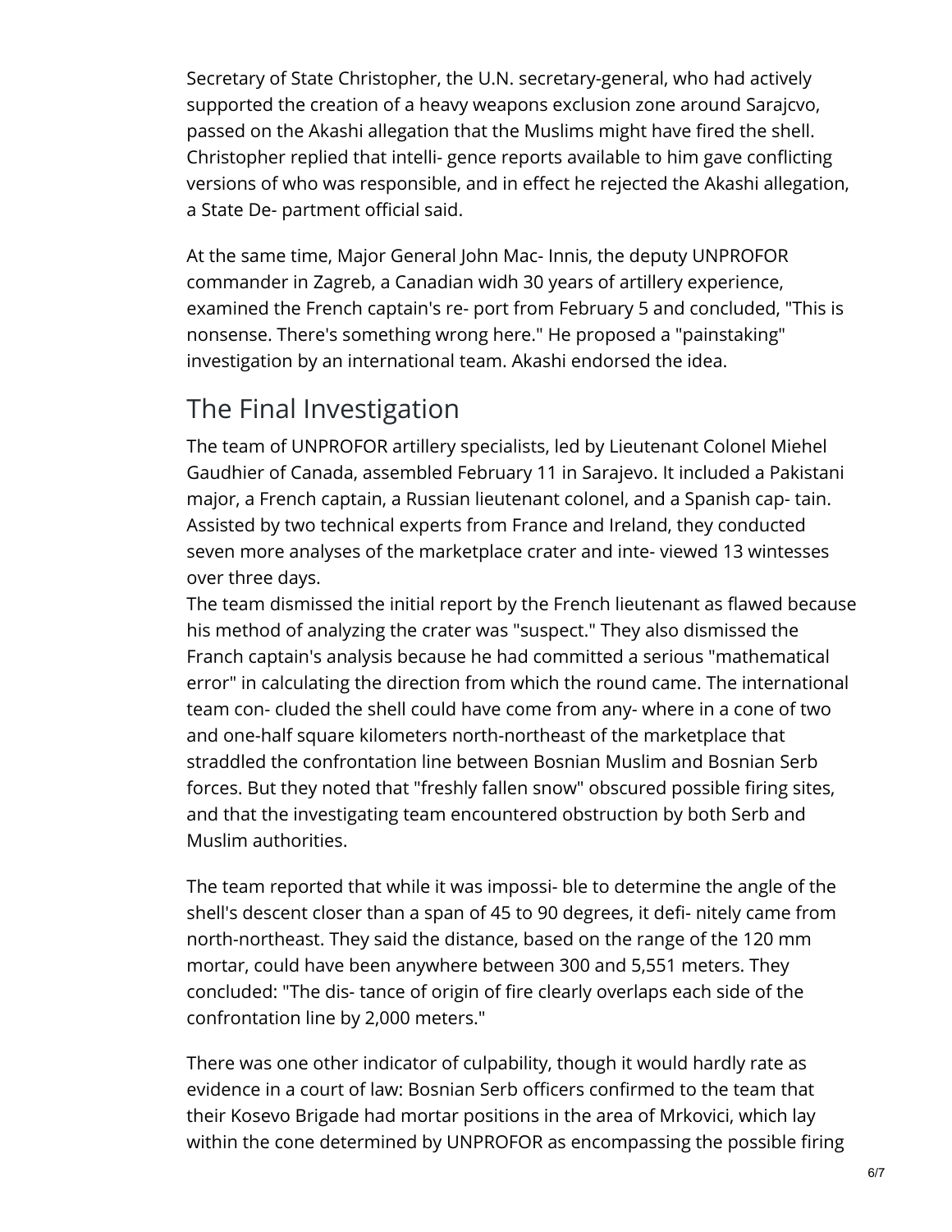Secretary of State Christopher, the U.N. secretary-general, who had actively supported the creation of a heavy weapons exclusion zone around Sarajcvo, passed on the Akashi allegation that the Muslims might have fired the shell. Christopher replied that intelli- gence reports available to him gave conflicting versions of who was responsible, and in effect he rejected the Akashi allegation, a State De- partment official said.

At the same time, Major General John Mac- Innis, the deputy UNPROFOR commander in Zagreb, a Canadian widh 30 years of artillery experience, examined the French captain's re- port from February 5 and concluded, "This is nonsense. There's something wrong here." He proposed a "painstaking" investigation by an international team. Akashi endorsed the idea.

## The Final Investigation

The team of UNPROFOR artillery specialists, led by Lieutenant Colonel Miehel Gaudhier of Canada, assembled February 11 in Sarajevo. It included a Pakistani major, a French captain, a Russian lieutenant colonel, and a Spanish cap- tain. Assisted by two technical experts from France and Ireland, they conducted seven more analyses of the marketplace crater and inte- viewed 13 wintesses over three days.

The team dismissed the initial report by the French lieutenant as flawed because his method of analyzing the crater was "suspect." They also dismissed the Franch captain's analysis because he had committed a serious "mathematical error" in calculating the direction from which the round came. The international team con- cluded the shell could have come from any- where in a cone of two and one-half square kilometers north-northeast of the marketplace that straddled the confrontation line between Bosnian Muslim and Bosnian Serb forces. But they noted that "freshly fallen snow" obscured possible firing sites, and that the investigating team encountered obstruction by both Serb and Muslim authorities.

The team reported that while it was impossi- ble to determine the angle of the shell's descent closer than a span of 45 to 90 degrees, it defi- nitely came from north-northeast. They said the distance, based on the range of the 120 mm mortar, could have been anywhere between 300 and 5,551 meters. They concluded: "The dis- tance of origin of fire clearly overlaps each side of the confrontation line by 2,000 meters."

There was one other indicator of culpability, though it would hardly rate as evidence in a court of law: Bosnian Serb officers confirmed to the team that their Kosevo Brigade had mortar positions in the area of Mrkovici, which lay within the cone determined by UNPROFOR as encompassing the possible firing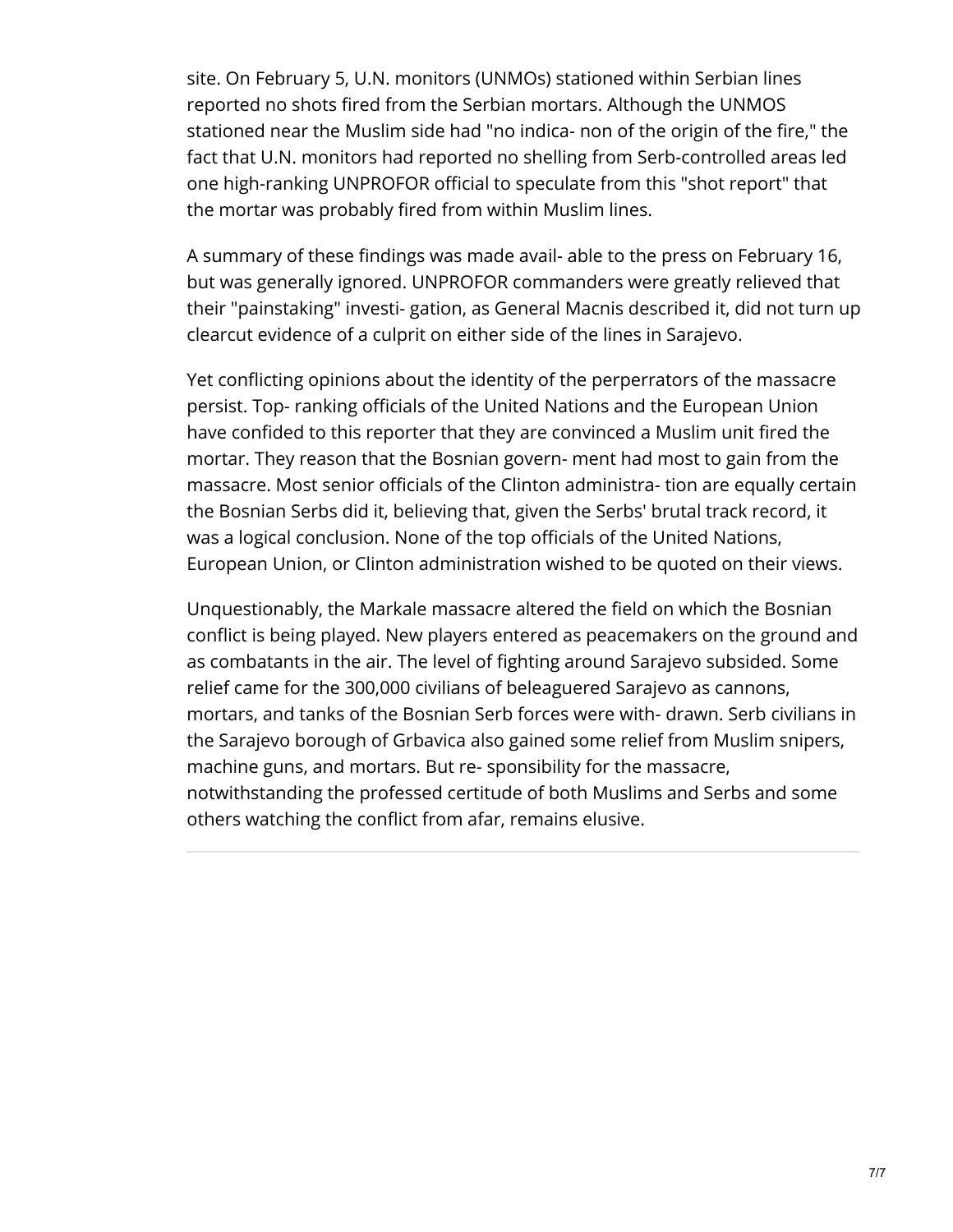site. On February 5, U.N. monitors (UNMOs) stationed within Serbian lines reported no shots fired from the Serbian mortars. Although the UNMOS stationed near the Muslim side had "no indica- non of the origin of the fire," the fact that U.N. monitors had reported no shelling from Serb-controlled areas led one high-ranking UNPROFOR official to speculate from this "shot report" that the mortar was probably fired from within Muslim lines.

A summary of these findings was made avail- able to the press on February 16, but was generally ignored. UNPROFOR commanders were greatly relieved that their "painstaking" investi- gation, as General Macnis described it, did not turn up clearcut evidence of a culprit on either side of the lines in Sarajevo.

Yet conflicting opinions about the identity of the perperrators of the massacre persist. Top- ranking officials of the United Nations and the European Union have confided to this reporter that they are convinced a Muslim unit fired the mortar. They reason that the Bosnian govern- ment had most to gain from the massacre. Most senior officials of the Clinton administra- tion are equally certain the Bosnian Serbs did it, believing that, given the Serbs' brutal track record, it was a logical conclusion. None of the top officials of the United Nations, European Union, or Clinton administration wished to be quoted on their views.

Unquestionably, the Markale massacre altered the field on which the Bosnian conflict is being played. New players entered as peacemakers on the ground and as combatants in the air. The level of fighting around Sarajevo subsided. Some relief came for the 300,000 civilians of beleaguered Sarajevo as cannons, mortars, and tanks of the Bosnian Serb forces were with- drawn. Serb civilians in the Sarajevo borough of Grbavica also gained some relief from Muslim snipers, machine guns, and mortars. But re- sponsibility for the massacre, notwithstanding the professed certitude of both Muslims and Serbs and some others watching the conflict from afar, remains elusive.